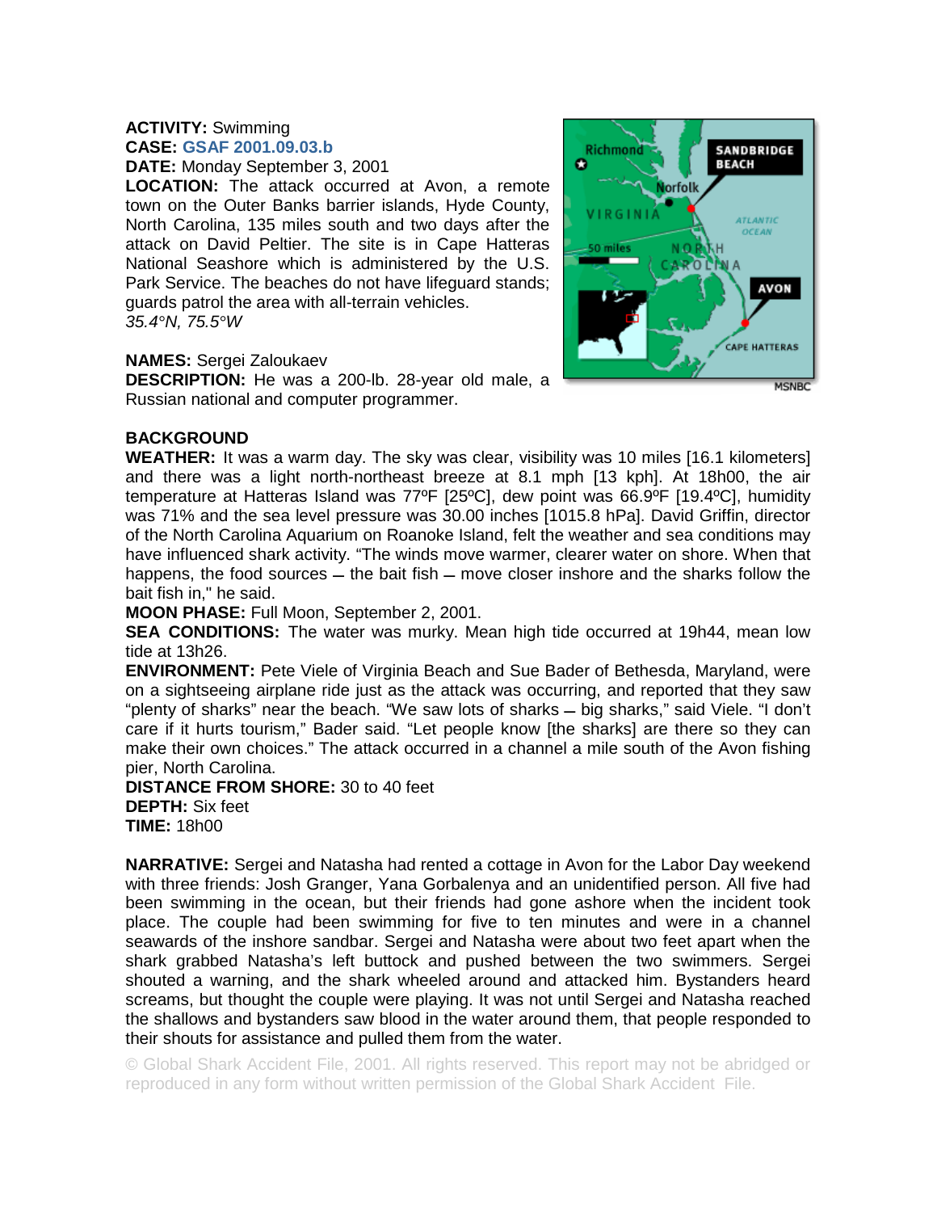**ACTIVITY:** Swimming
**CASE:** GSAF 2001.09.03.b
**DATE:** Monday September 3, 2001
**LOCATION:** The attack occurred at Avon, a remote town on the Outer Banks barrier islands, Hyde County, North Carolina, 135 miles south and two days after the attack on David Peltier. The site is in Cape Hatteras National Seashore which is administered by the U.S. Park Service. The beaches do not have lifeguard stands; guards patrol the area with all-terrain vehicles.
*35.4°N, 75.5°W*

**NAMES:** Sergei Zaloukaev
**DESCRIPTION:** He was a 200-lb. 28-year old male, a Russian national and computer programmer.

## BACKGROUND

**WEATHER:** It was a warm day. The sky was clear, visibility was 10 miles [16.1 kilometers] and there was a light north-northeast breeze at 8.1 mph [13 kph]. At 18h00, the air temperature at Hatteras Island was 77ºF [25ºC], dew point was 66.9ºF [19.4ºC], humidity was 71% and the sea level pressure was 30.00 inches [1015.8 hPa]. David Griffin, director of the North Carolina Aquarium on Roanoke Island, felt the weather and sea conditions may have influenced shark activity. "The winds move warmer, clearer water on shore. When that happens, the food sources – the bait fish – move closer inshore and the sharks follow the bait fish in," he said.
**MOON PHASE:** Full Moon, September 2, 2001.
**SEA CONDITIONS:** The water was murky. Mean high tide occurred at 19h44, mean low tide at 13h26.
**ENVIRONMENT:** Pete Viele of Virginia Beach and Sue Bader of Bethesda, Maryland, were on a sightseeing airplane ride just as the attack was occurring, and reported that they saw "plenty of sharks" near the beach. "We saw lots of sharks – big sharks," said Viele. "I don't care if it hurts tourism," Bader said. "Let people know [the sharks] are there so they can make their own choices." The attack occurred in a channel a mile south of the Avon fishing pier, North Carolina.
**DISTANCE FROM SHORE:** 30 to 40 feet
**DEPTH:** Six feet
**TIME:** 18h00

**NARRATIVE:** Sergei and Natasha had rented a cottage in Avon for the Labor Day weekend with three friends: Josh Granger, Yana Gorbalenya and an unidentified person. All five had been swimming in the ocean, but their friends had gone ashore when the incident took place. The couple had been swimming for five to ten minutes and were in a channel seawards of the inshore sandbar. Sergei and Natasha were about two feet apart when the shark grabbed Natasha's left buttock and pushed between the two swimmers. Sergei shouted a warning, and the shark wheeled around and attacked him. Bystanders heard screams, but thought the couple were playing. It was not until Sergei and Natasha reached the shallows and bystanders saw blood in the water around them, that people responded to their shouts for assistance and pulled them from the water.

© Global Shark Accident File, 2001. All rights reserved. This report may not be abridged or reproduced in any form without written permission of the Global Shark Accident File.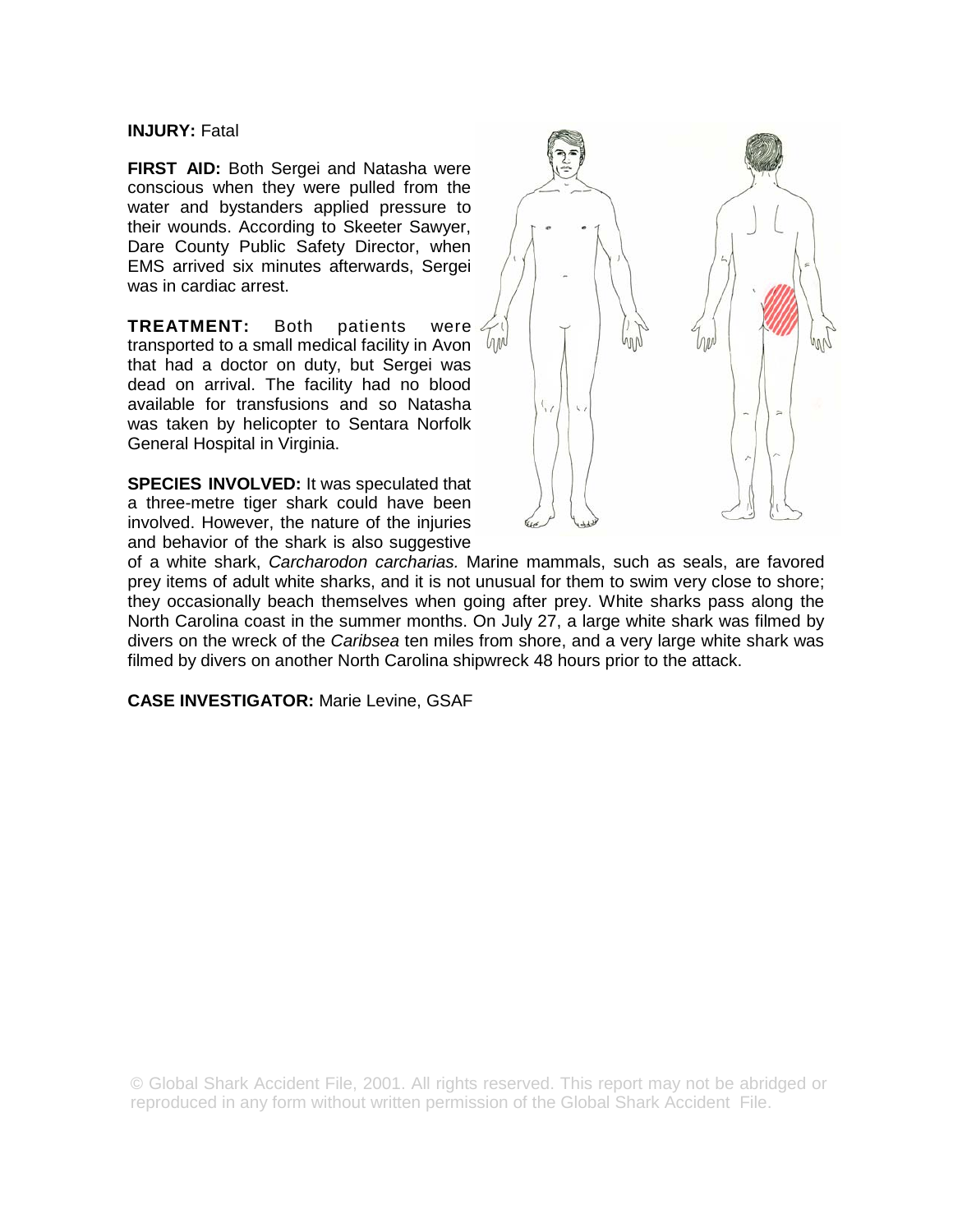**INJURY:** Fatal

**FIRST AID:** Both Sergei and Natasha were conscious when they were pulled from the water and bystanders applied pressure to their wounds. According to Skeeter Sawyer, Dare County Public Safety Director, when EMS arrived six minutes afterwards, Sergei was in cardiac arrest.

**TREATMENT:** Both patients were transported to a small medical facility in Avon that had a doctor on duty, but Sergei was dead on arrival. The facility had no blood available for transfusions and so Natasha was taken by helicopter to Sentara Norfolk General Hospital in Virginia.

**SPECIES INVOLVED:** It was speculated that a three-metre tiger shark could have been involved. However, the nature of the injuries and behavior of the shark is also suggestive of a white shark, *Carcharodon carcharias.* Marine mammals, such as seals, are favored prey items of adult white sharks, and it is not unusual for them to swim very close to shore; they occasionally beach themselves when going after prey. White sharks pass along the North Carolina coast in the summer months. On July 27, a large white shark was filmed by divers on the wreck of the *Caribsea* ten miles from shore, and a very large white shark was filmed by divers on another North Carolina shipwreck 48 hours prior to the attack.

**CASE INVESTIGATOR:** Marie Levine, GSAF

© Global Shark Accident File, 2001. All rights reserved. This report may not be abridged or reproduced in any form without written permission of the Global Shark Accident File.